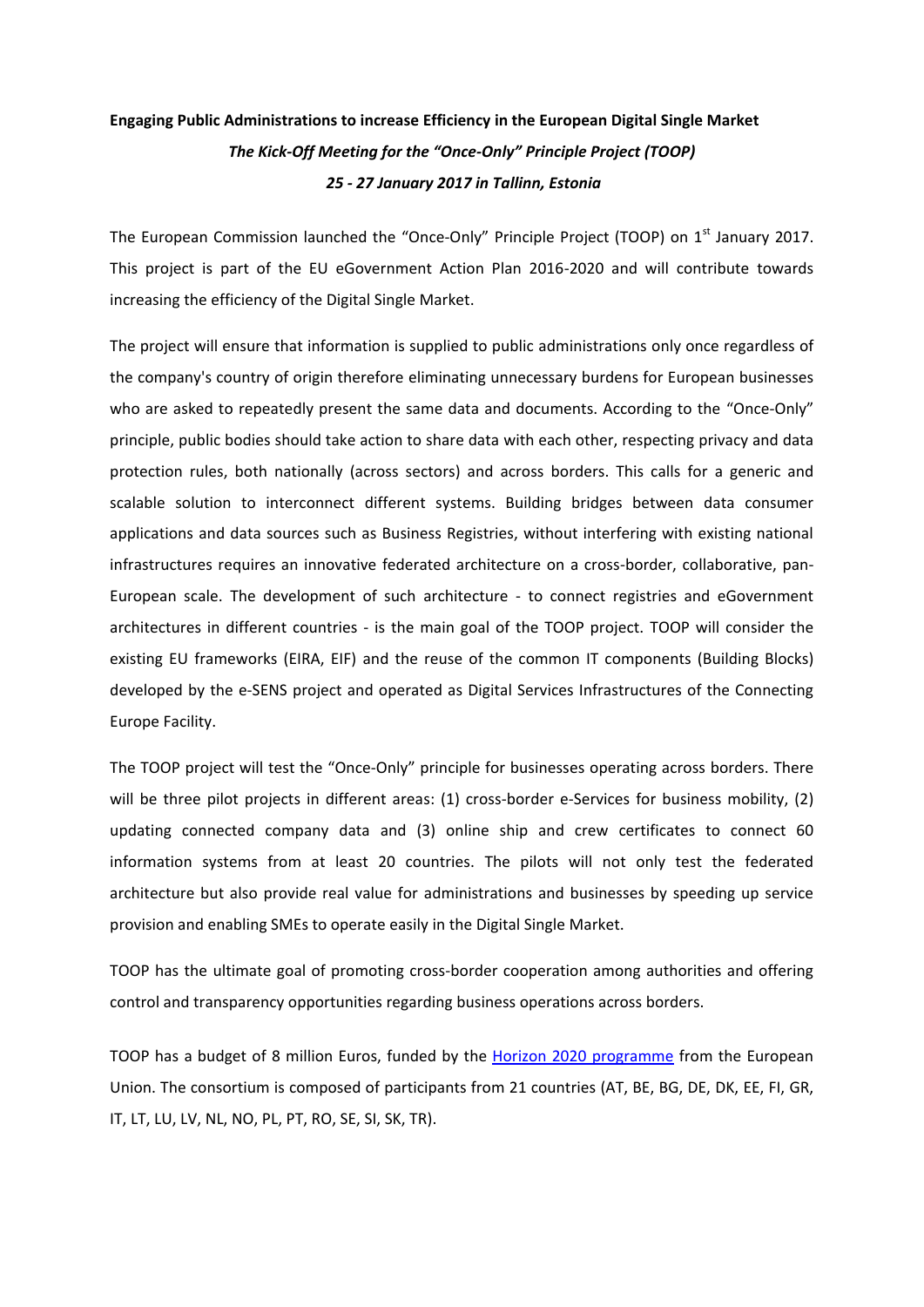**Engaging Public Administrations to increase Efficiency in the European Digital Single Market**

***The Kick-Off Meeting for the "Once-Only" Principle Project (TOOP)***

***25 - 27 January 2017 in Tallinn, Estonia***

The European Commission launched the "Once-Only" Principle Project (TOOP) on 1st January 2017. This project is part of the EU eGovernment Action Plan 2016-2020 and will contribute towards increasing the efficiency of the Digital Single Market.

The project will ensure that information is supplied to public administrations only once regardless of the company's country of origin therefore eliminating unnecessary burdens for European businesses who are asked to repeatedly present the same data and documents. According to the "Once-Only" principle, public bodies should take action to share data with each other, respecting privacy and data protection rules, both nationally (across sectors) and across borders. This calls for a generic and scalable solution to interconnect different systems. Building bridges between data consumer applications and data sources such as Business Registries, without interfering with existing national infrastructures requires an innovative federated architecture on a cross-border, collaborative, pan-European scale. The development of such architecture - to connect registries and eGovernment architectures in different countries - is the main goal of the TOOP project. TOOP will consider the existing EU frameworks (EIRA, EIF) and the reuse of the common IT components (Building Blocks) developed by the e-SENS project and operated as Digital Services Infrastructures of the Connecting Europe Facility.

The TOOP project will test the "Once-Only" principle for businesses operating across borders. There will be three pilot projects in different areas: (1) cross-border e-Services for business mobility, (2) updating connected company data and (3) online ship and crew certificates to connect 60 information systems from at least 20 countries. The pilots will not only test the federated architecture but also provide real value for administrations and businesses by speeding up service provision and enabling SMEs to operate easily in the Digital Single Market.

TOOP has the ultimate goal of promoting cross-border cooperation among authorities and offering control and transparency opportunities regarding business operations across borders.

TOOP has a budget of 8 million Euros, funded by the Horizon 2020 programme from the European Union. The consortium is composed of participants from 21 countries (AT, BE, BG, DE, DK, EE, FI, GR, IT, LT, LU, LV, NL, NO, PL, PT, RO, SE, SI, SK, TR).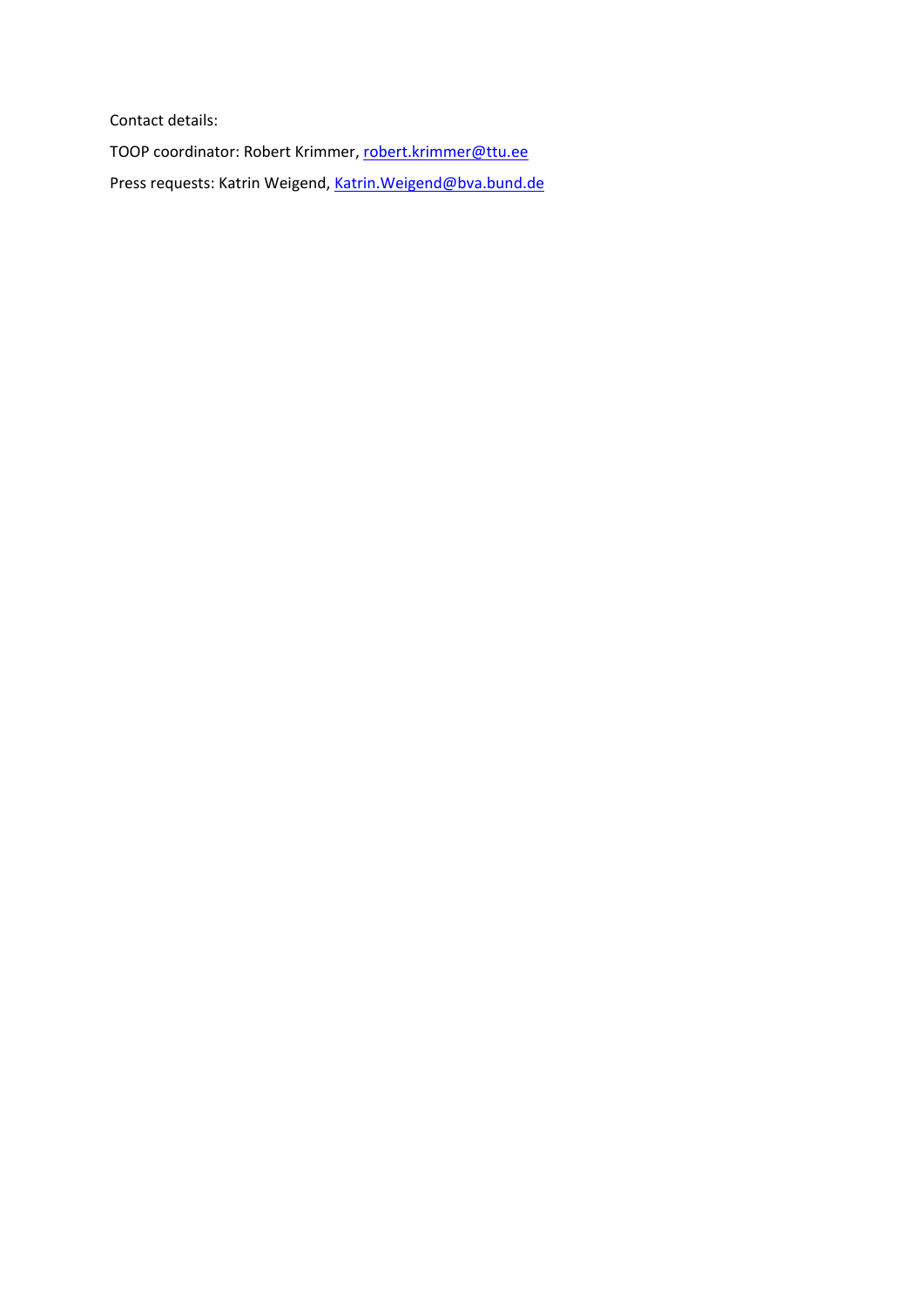Contact details:

TOOP coordinator: Robert Krimmer, [robert.krimmer@ttu.ee](mailto:robert.krimmer@ttu.ee)

Press requests: Katrin Weigend, [Katrin.Weigend@bva.bund.de](mailto:Katrin.Weigend@bva.bund.de)